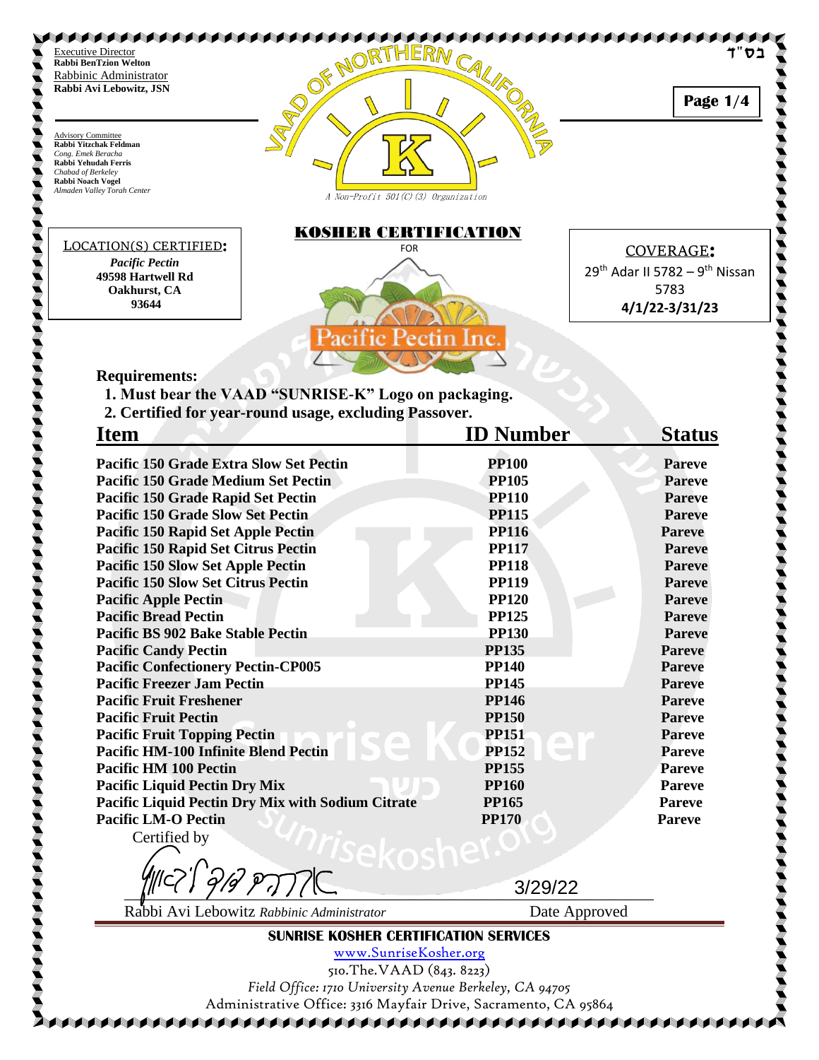בס"ד

Executive Director
**Rabbi BenTzion Welton**
Rabbinic Administrator
**Rabbi Avi Lebowitz, JSN**

Advisory Committee
**Rabbi Yitzchak Feldman**
*Cong. Emek Beracha*
**Rabbi Yehudah Ferris**
*Chabad of Berkeley*
**Rabbi Noach Vogel**
*Almaden Valley Torah Center*

VAAD OF NORTHERN CALIFORNIA

*A Non-Profit 501(C)(3) Organization*

# KOSHER CERTIFICATION

FOR

Pacific Pectin Inc.

LOCATION(S) CERTIFIED:
*Pacific Pectin*
**49598 Hartwell Rd**
**Oakhurst, CA**
**93644**

COVERAGE:
29th Adar II 5782 – 9th Nissan 5783
**4/1/22-3/31/23**

**Requirements:**

1. **Must bear the VAAD "SUNRISE-K" Logo on packaging.**
2. **Certified for year-round usage, excluding Passover.**

| Item | ID Number | Status |
|---|---|---|
| Pacific 150 Grade Extra Slow Set Pectin | PP100 | Pareve |
| Pacific 150 Grade Medium Set Pectin | PP105 | Pareve |
| Pacific 150 Grade Rapid Set Pectin | PP110 | Pareve |
| Pacific 150 Grade Slow Set Pectin | PP115 | Pareve |
| Pacific 150 Rapid Set Apple Pectin | PP116 | Pareve |
| Pacific 150 Rapid Set Citrus Pectin | PP117 | Pareve |
| Pacific 150 Slow Set Apple Pectin | PP118 | Pareve |
| Pacific 150 Slow Set Citrus Pectin | PP119 | Pareve |
| Pacific Apple Pectin | PP120 | Pareve |
| Pacific Bread Pectin | PP125 | Pareve |
| Pacific BS 902 Bake Stable Pectin | PP130 | Pareve |
| Pacific Candy Pectin | PP135 | Pareve |
| Pacific Confectionery Pectin-CP005 | PP140 | Pareve |
| Pacific Freezer Jam Pectin | PP145 | Pareve |
| Pacific Fruit Freshener | PP146 | Pareve |
| Pacific Fruit Pectin | PP150 | Pareve |
| Pacific Fruit Topping Pectin | PP151 | Pareve |
| Pacific HM-100 Infinite Blend Pectin | PP152 | Pareve |
| Pacific HM 100 Pectin | PP155 | Pareve |
| Pacific Liquid Pectin Dry Mix | PP160 | Pareve |
| Pacific Liquid Pectin Dry Mix with Sodium Citrate | PP165 | Pareve |
| Pacific LM-O Pectin | PP170 | Pareve |

Certified by

Rabbi Avi Lebowitz *Rabbinic Administrator*

3/29/22
Date Approved

**SUNRISE KOSHER CERTIFICATION SERVICES**

www.SunriseKosher.org
510.The.VAAD (843. 8223)
*Field Office: 1710 University Avenue Berkeley, CA 94705*
Administrative Office: 3316 Mayfair Drive, Sacramento, CA 95864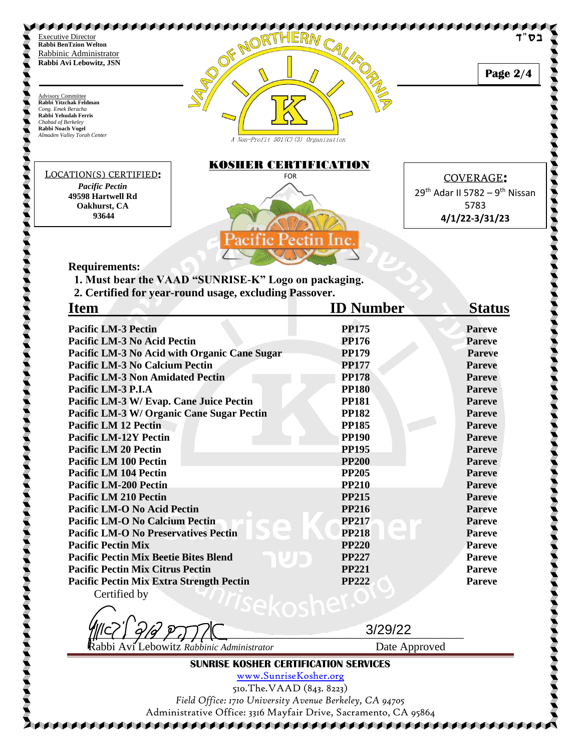בס"ד

Executive Director
**Rabbi BenTzion Welton**
Rabbinic Administrator
**Rabbi Avi Lebowitz, JSN**

Advisory Committee
**Rabbi Yitzchak Feldman**
*Cong. Emek Beracha*
**Rabbi Yehudah Ferris**
*Chabad of Berkeley*
**Rabbi Noach Vogel**
*Almaden Valley Torah Center*

VAAD OF NORTHERN CALIFORNIA

*A Non-Profit 501(C)(3) Organization*

## KOSHER CERTIFICATION

FOR

Pacific Pectin Inc.

LOCATION(S) CERTIFIED:
*Pacific Pectin*
**49598 Hartwell Rd**
**Oakhurst, CA**
**93644**

COVERAGE:
29th Adar II 5782 – 9th Nissan 5783
**4/1/22-3/31/23**

**Requirements:**

1. **Must bear the VAAD "SUNRISE-K" Logo on packaging.**
2. **Certified for year-round usage, excluding Passover.**

| Item | ID Number | Status |
|---|---|---|
| **Pacific LM-3 Pectin** | **PP175** | **Pareve** |
| **Pacific LM-3 No Acid Pectin** | **PP176** | **Pareve** |
| **Pacific LM-3 No Acid with Organic Cane Sugar** | **PP179** | **Pareve** |
| **Pacific LM-3 No Calcium Pectin** | **PP177** | **Pareve** |
| **Pacific LM-3 Non Amidated Pectin** | **PP178** | **Pareve** |
| **Pacific LM-3 P.I.A** | **PP180** | **Pareve** |
| **Pacific LM-3 W/ Evap. Cane Juice Pectin** | **PP181** | **Pareve** |
| **Pacific LM-3 W/ Organic Cane Sugar Pectin** | **PP182** | **Pareve** |
| **Pacific LM 12 Pectin** | **PP185** | **Pareve** |
| **Pacific LM-12Y Pectin** | **PP190** | **Pareve** |
| **Pacific LM 20 Pectin** | **PP195** | **Pareve** |
| **Pacific LM 100 Pectin** | **PP200** | **Pareve** |
| **Pacific LM 104 Pectin** | **PP205** | **Pareve** |
| **Pacific LM-200 Pectin** | **PP210** | **Pareve** |
| **Pacific LM 210 Pectin** | **PP215** | **Pareve** |
| **Pacific LM-O No Acid Pectin** | **PP216** | **Pareve** |
| **Pacific LM-O No Calcium Pectin** | **PP217** | **Pareve** |
| **Pacific LM-O No Preservatives Pectin** | **PP218** | **Pareve** |
| **Pacific Pectin Mix** | **PP220** | **Pareve** |
| **Pacific Pectin Mix Beetie Bites Blend** | **PP227** | **Pareve** |
| **Pacific Pectin Mix Citrus Pectin** | **PP221** | **Pareve** |
| **Pacific Pectin Mix Extra Strength Pectin** | **PP222** | **Pareve** |

Certified by

Rabbi Avi Lebowitz *Rabbinic Administrator*

3/29/22
Date Approved

**SUNRISE KOSHER CERTIFICATION SERVICES**

www.SunriseKosher.org

510.The.VAAD (843. 8223)

*Field Office: 1710 University Avenue Berkeley, CA 94705*

Administrative Office: 3316 Mayfair Drive, Sacramento, CA 95864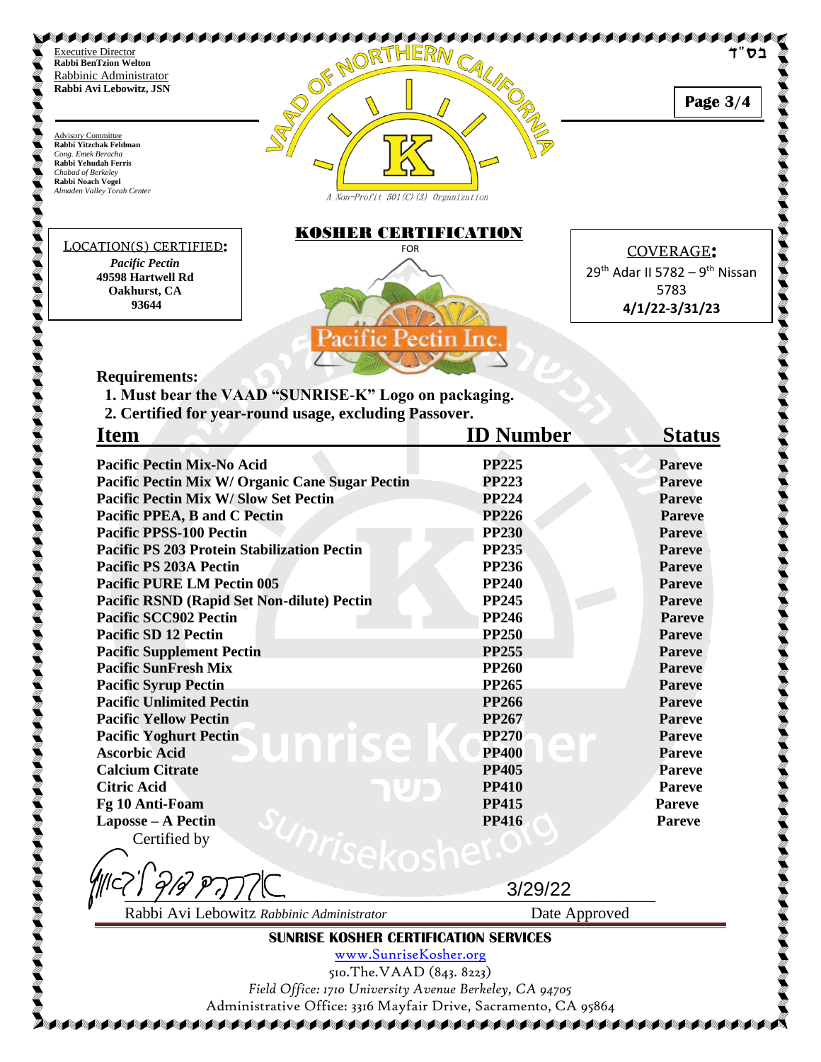בס"ד

Executive Director
**Rabbi BenTzion Welton**
Rabbinic Administrator
**Rabbi Avi Lebowitz, JSN**

Advisory Committee
**Rabbi Yitzchak Feldman**
*Cong. Emek Beracha*
**Rabbi Yehudah Ferris**
*Chabad of Berkeley*
**Rabbi Noach Vogel**
*Almaden Valley Torah Center*

VAAD OF NORTHERN CALIFORNIA

*A Non-Profit 501(C)(3) Organization*

# KOSHER CERTIFICATION

FOR

Pacific Pectin Inc.

LOCATION(S) CERTIFIED:
*Pacific Pectin*
**49598 Hartwell Rd**
**Oakhurst, CA**
**93644**

COVERAGE:
29th Adar II 5782 – 9th Nissan 5783
**4/1/22-3/31/23**

**Requirements:**

1. **Must bear the VAAD "SUNRISE-K" Logo on packaging.**
2. **Certified for year-round usage, excluding Passover.**

| Item | ID Number | Status |
|---|---|---|
| **Pacific Pectin Mix-No Acid** | **PP225** | **Pareve** |
| **Pacific Pectin Mix W/ Organic Cane Sugar Pectin** | **PP223** | **Pareve** |
| **Pacific Pectin Mix W/ Slow Set Pectin** | **PP224** | **Pareve** |
| **Pacific PPEA, B and C Pectin** | **PP226** | **Pareve** |
| **Pacific PPSS-100 Pectin** | **PP230** | **Pareve** |
| **Pacific PS 203 Protein Stabilization Pectin** | **PP235** | **Pareve** |
| **Pacific PS 203A Pectin** | **PP236** | **Pareve** |
| **Pacific PURE LM Pectin 005** | **PP240** | **Pareve** |
| **Pacific RSND (Rapid Set Non-dilute) Pectin** | **PP245** | **Pareve** |
| **Pacific SCC902 Pectin** | **PP246** | **Pareve** |
| **Pacific SD 12 Pectin** | **PP250** | **Pareve** |
| **Pacific Supplement Pectin** | **PP255** | **Pareve** |
| **Pacific SunFresh Mix** | **PP260** | **Pareve** |
| **Pacific Syrup Pectin** | **PP265** | **Pareve** |
| **Pacific Unlimited Pectin** | **PP266** | **Pareve** |
| **Pacific Yellow Pectin** | **PP267** | **Pareve** |
| **Pacific Yoghurt Pectin** | **PP270** | **Pareve** |
| **Ascorbic Acid** | **PP400** | **Pareve** |
| **Calcium Citrate** | **PP405** | **Pareve** |
| **Citric Acid** | **PP410** | **Pareve** |
| **Fg 10 Anti-Foam** | **PP415** | **Pareve** |
| **Laposse – A Pectin** | **PP416** | **Pareve** |

Certified by

Rabbi Avi Lebowitz *Rabbinic Administrator*

Date Approved: 3/29/22

**SUNRISE KOSHER CERTIFICATION SERVICES**

www.SunriseKosher.org

510.The.VAAD (843. 8223)

*Field Office: 1710 University Avenue Berkeley, CA 94705*

Administrative Office: 3316 Mayfair Drive, Sacramento, CA 95864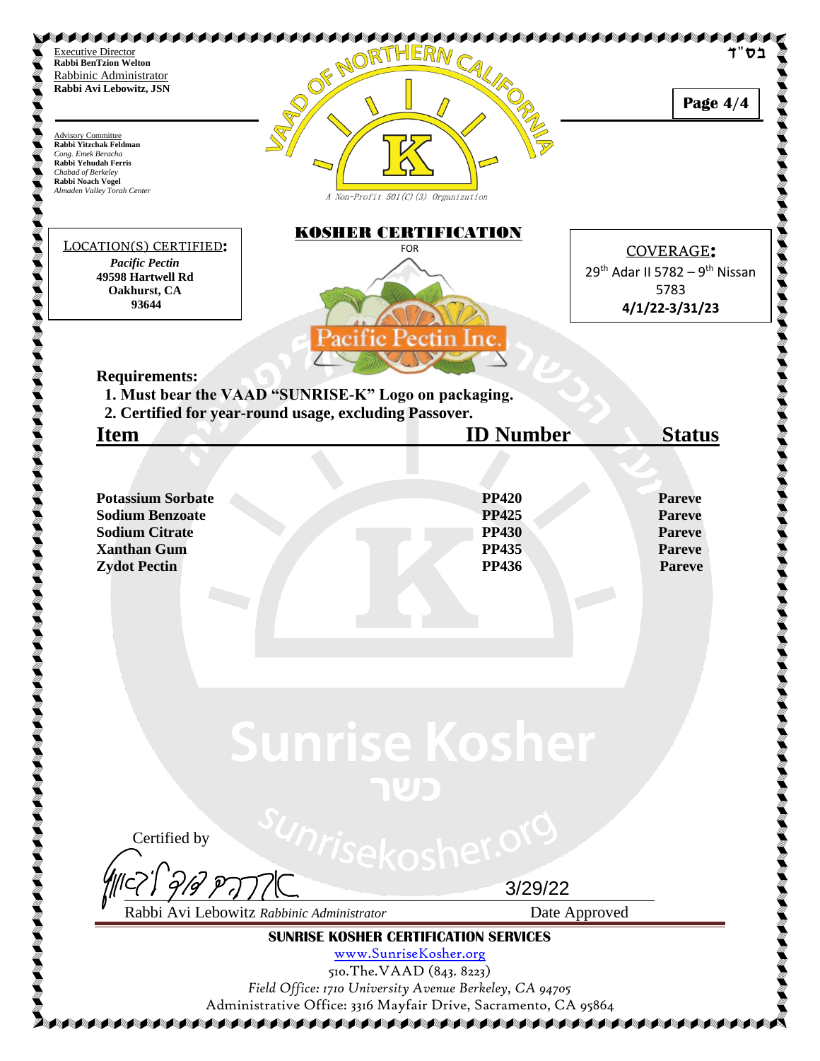Executive Director
**Rabbi BenTzion Welton**
Rabbinic Administrator
**Rabbi Avi Lebowitz, JSN**

בס"ד

Advisory Committee
**Rabbi Yitzchak Feldman**
*Cong. Emek Beracha*
**Rabbi Yehudah Ferris**
*Chabad of Berkeley*
**Rabbi Noach Vogel**
*Almaden Valley Torah Center*

VAAD OF NORTHERN CALIFORNIA

*A Non-Profit 501(C)(3) Organization*

**Page 4/4**

LOCATION(S) CERTIFIED:
*Pacific Pectin*
**49598 Hartwell Rd**
**Oakhurst, CA**
**93644**

## KOSHER CERTIFICATION

FOR

Pacific Pectin Inc.

COVERAGE:
29th Adar II 5782 – 9th Nissan 5783
**4/1/22-3/31/23**

**Requirements:**

1. **Must bear the VAAD "SUNRISE-K" Logo on packaging.**
2. **Certified for year-round usage, excluding Passover.**

| Item | ID Number | Status |
|---|---|---|
| **Potassium Sorbate** | **PP420** | **Pareve** |
| **Sodium Benzoate** | **PP425** | **Pareve** |
| **Sodium Citrate** | **PP430** | **Pareve** |
| **Xanthan Gum** | **PP435** | **Pareve** |
| **Zydot Pectin** | **PP436** | **Pareve** |

Certified by

Rabbi Avi Lebowitz *Rabbinic Administrator*

3/29/22
Date Approved

**SUNRISE KOSHER CERTIFICATION SERVICES**

www.SunriseKosher.org

510.The.VAAD (843. 8223)

*Field Office: 1710 University Avenue Berkeley, CA 94705*

Administrative Office: 3316 Mayfair Drive, Sacramento, CA 95864